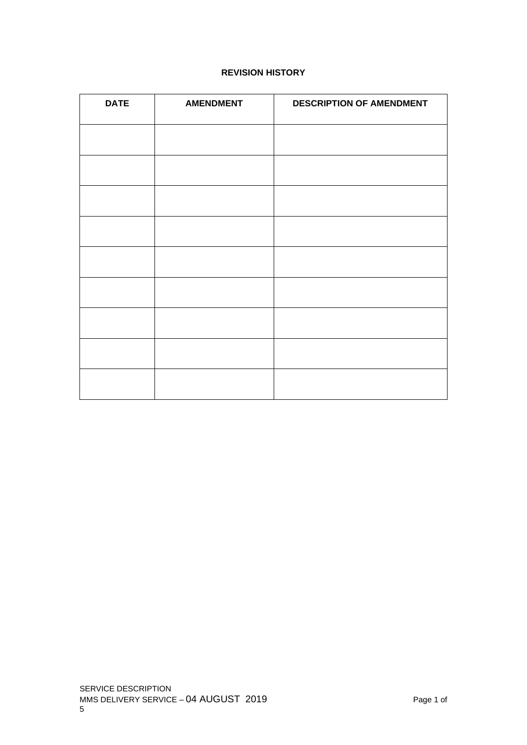**REVISION HISTORY**

| DATE | AMENDMENT | DESCRIPTION OF AMENDMENT |
| --- | --- | --- |
| | | |
| | | |
| | | |
| | | |
| | | |
| | | |
| | | |
| | | |
| | | |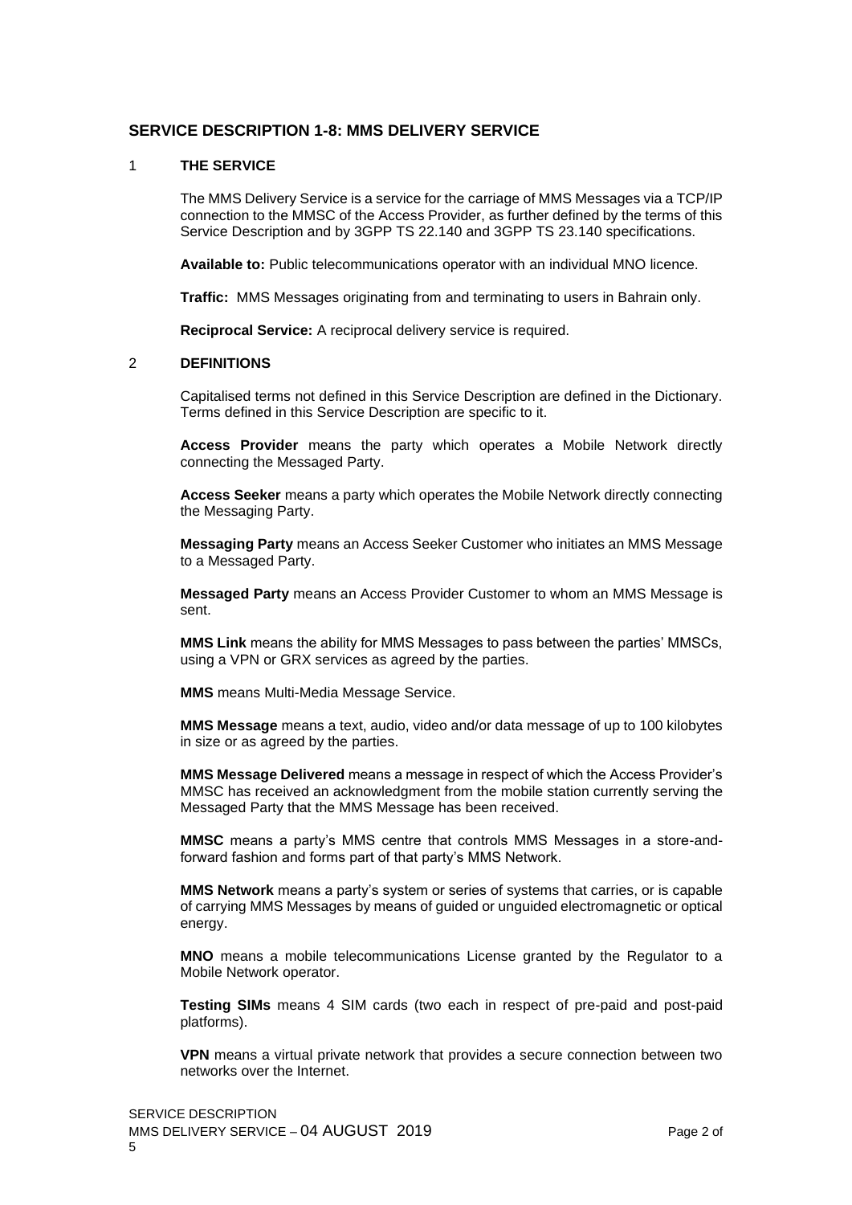## SERVICE DESCRIPTION 1-8: MMS DELIVERY SERVICE

### 1 THE SERVICE

The MMS Delivery Service is a service for the carriage of MMS Messages via a TCP/IP connection to the MMSC of the Access Provider, as further defined by the terms of this Service Description and by 3GPP TS 22.140 and 3GPP TS 23.140 specifications.

**Available to:** Public telecommunications operator with an individual MNO licence.

**Traffic:** MMS Messages originating from and terminating to users in Bahrain only.

**Reciprocal Service:** A reciprocal delivery service is required.

### 2 DEFINITIONS

Capitalised terms not defined in this Service Description are defined in the Dictionary. Terms defined in this Service Description are specific to it.

**Access Provider** means the party which operates a Mobile Network directly connecting the Messaged Party.

**Access Seeker** means a party which operates the Mobile Network directly connecting the Messaging Party.

**Messaging Party** means an Access Seeker Customer who initiates an MMS Message to a Messaged Party.

**Messaged Party** means an Access Provider Customer to whom an MMS Message is sent.

**MMS Link** means the ability for MMS Messages to pass between the parties' MMSCs, using a VPN or GRX services as agreed by the parties.

**MMS** means Multi-Media Message Service.

**MMS Message** means a text, audio, video and/or data message of up to 100 kilobytes in size or as agreed by the parties.

**MMS Message Delivered** means a message in respect of which the Access Provider's MMSC has received an acknowledgment from the mobile station currently serving the Messaged Party that the MMS Message has been received.

**MMSC** means a party's MMS centre that controls MMS Messages in a store-and-forward fashion and forms part of that party's MMS Network.

**MMS Network** means a party's system or series of systems that carries, or is capable of carrying MMS Messages by means of guided or unguided electromagnetic or optical energy.

**MNO** means a mobile telecommunications License granted by the Regulator to a Mobile Network operator.

**Testing SIMs** means 4 SIM cards (two each in respect of pre-paid and post-paid platforms).

**VPN** means a virtual private network that provides a secure connection between two networks over the Internet.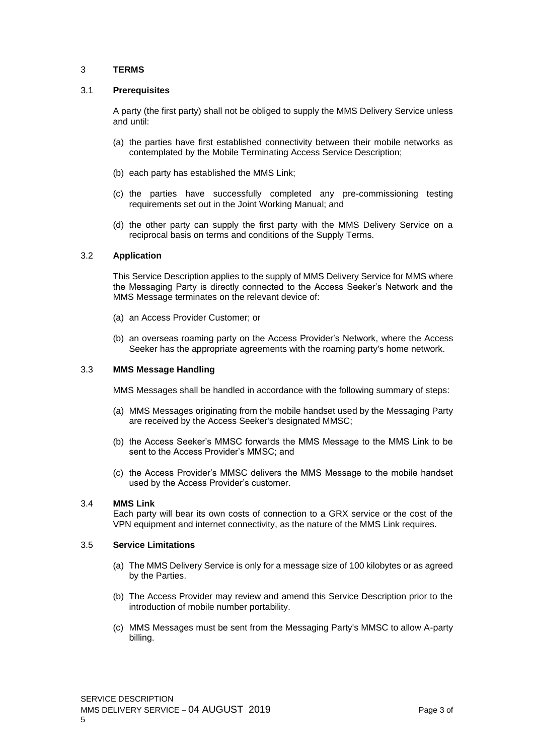## 3 TERMS

### 3.1 Prerequisites

A party (the first party) shall not be obliged to supply the MMS Delivery Service unless and until:

(a) the parties have first established connectivity between their mobile networks as contemplated by the Mobile Terminating Access Service Description;

(b) each party has established the MMS Link;

(c) the parties have successfully completed any pre-commissioning testing requirements set out in the Joint Working Manual; and

(d) the other party can supply the first party with the MMS Delivery Service on a reciprocal basis on terms and conditions of the Supply Terms.

### 3.2 Application

This Service Description applies to the supply of MMS Delivery Service for MMS where the Messaging Party is directly connected to the Access Seeker's Network and the MMS Message terminates on the relevant device of:

(a) an Access Provider Customer; or

(b) an overseas roaming party on the Access Provider's Network, where the Access Seeker has the appropriate agreements with the roaming party's home network.

### 3.3 MMS Message Handling

MMS Messages shall be handled in accordance with the following summary of steps:

(a) MMS Messages originating from the mobile handset used by the Messaging Party are received by the Access Seeker's designated MMSC;

(b) the Access Seeker's MMSC forwards the MMS Message to the MMS Link to be sent to the Access Provider's MMSC; and

(c) the Access Provider's MMSC delivers the MMS Message to the mobile handset used by the Access Provider's customer.

### 3.4 MMS Link

Each party will bear its own costs of connection to a GRX service or the cost of the VPN equipment and internet connectivity, as the nature of the MMS Link requires.

### 3.5 Service Limitations

(a) The MMS Delivery Service is only for a message size of 100 kilobytes or as agreed by the Parties.

(b) The Access Provider may review and amend this Service Description prior to the introduction of mobile number portability.

(c) MMS Messages must be sent from the Messaging Party's MMSC to allow A-party billing.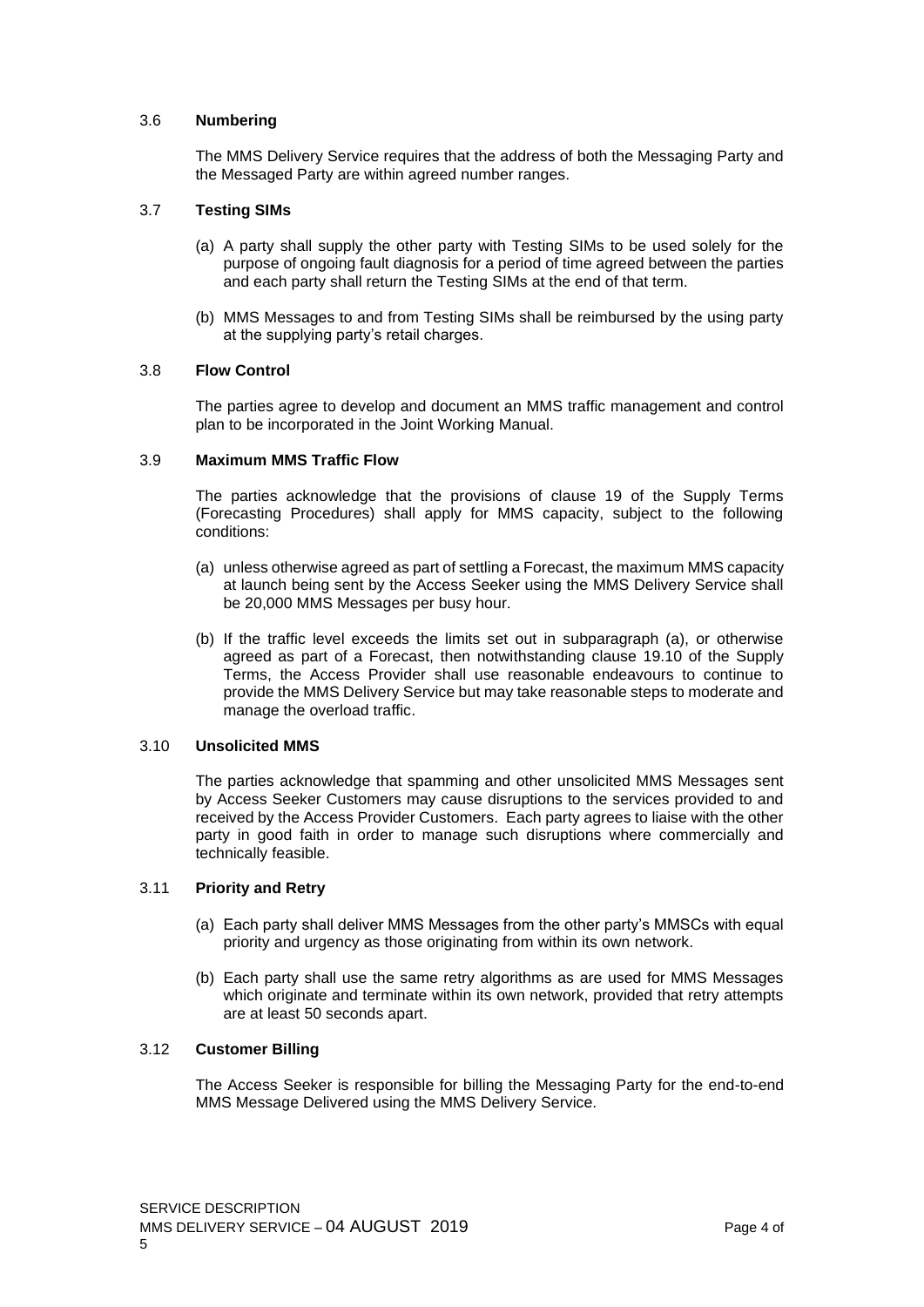### 3.6 **Numbering**

The MMS Delivery Service requires that the address of both the Messaging Party and the Messaged Party are within agreed number ranges.

### 3.7 **Testing SIMs**

(a) A party shall supply the other party with Testing SIMs to be used solely for the purpose of ongoing fault diagnosis for a period of time agreed between the parties and each party shall return the Testing SIMs at the end of that term.

(b) MMS Messages to and from Testing SIMs shall be reimbursed by the using party at the supplying party's retail charges.

### 3.8 **Flow Control**

The parties agree to develop and document an MMS traffic management and control plan to be incorporated in the Joint Working Manual.

### 3.9 **Maximum MMS Traffic Flow**

The parties acknowledge that the provisions of clause 19 of the Supply Terms (Forecasting Procedures) shall apply for MMS capacity, subject to the following conditions:

(a) unless otherwise agreed as part of settling a Forecast, the maximum MMS capacity at launch being sent by the Access Seeker using the MMS Delivery Service shall be 20,000 MMS Messages per busy hour.

(b) If the traffic level exceeds the limits set out in subparagraph (a), or otherwise agreed as part of a Forecast, then notwithstanding clause 19.10 of the Supply Terms, the Access Provider shall use reasonable endeavours to continue to provide the MMS Delivery Service but may take reasonable steps to moderate and manage the overload traffic.

### 3.10 **Unsolicited MMS**

The parties acknowledge that spamming and other unsolicited MMS Messages sent by Access Seeker Customers may cause disruptions to the services provided to and received by the Access Provider Customers. Each party agrees to liaise with the other party in good faith in order to manage such disruptions where commercially and technically feasible.

### 3.11 **Priority and Retry**

(a) Each party shall deliver MMS Messages from the other party's MMSCs with equal priority and urgency as those originating from within its own network.

(b) Each party shall use the same retry algorithms as are used for MMS Messages which originate and terminate within its own network, provided that retry attempts are at least 50 seconds apart.

### 3.12 **Customer Billing**

The Access Seeker is responsible for billing the Messaging Party for the end-to-end MMS Message Delivered using the MMS Delivery Service.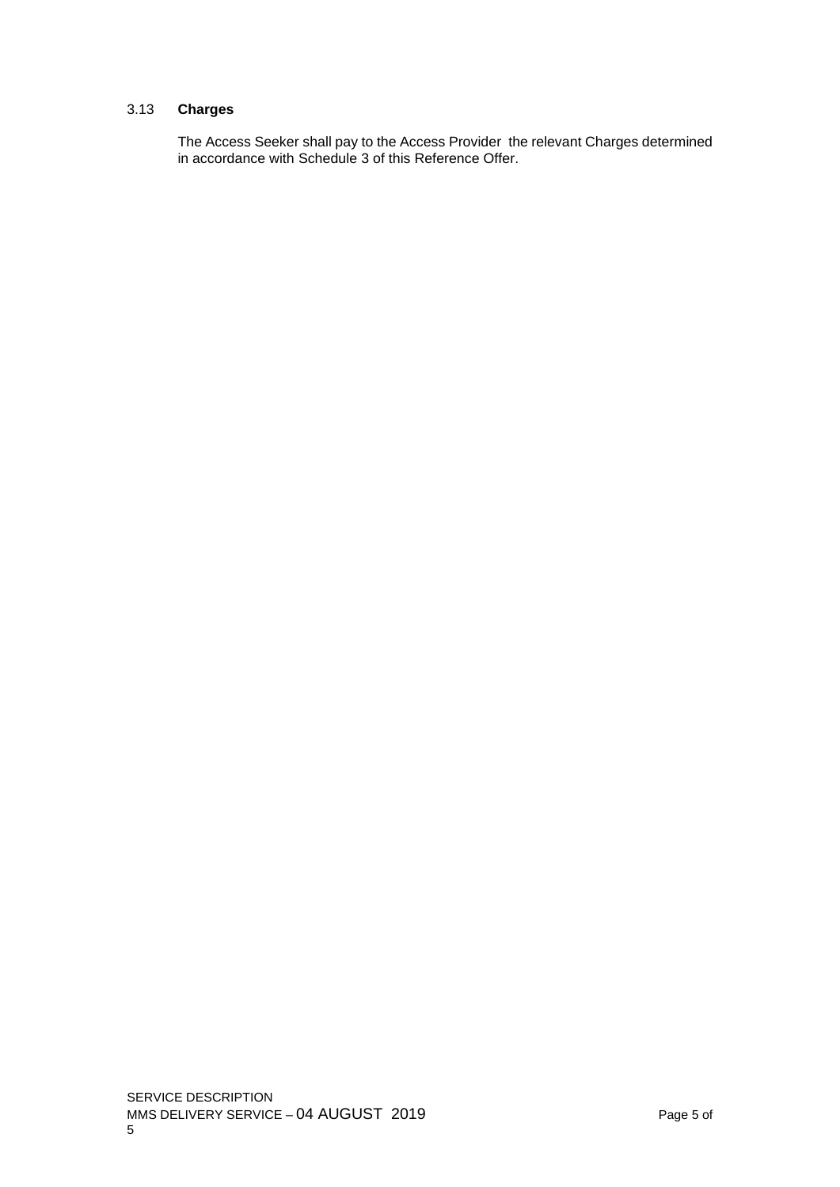### 3.13 **Charges**

The Access Seeker shall pay to the Access Provider the relevant Charges determined in accordance with Schedule 3 of this Reference Offer.